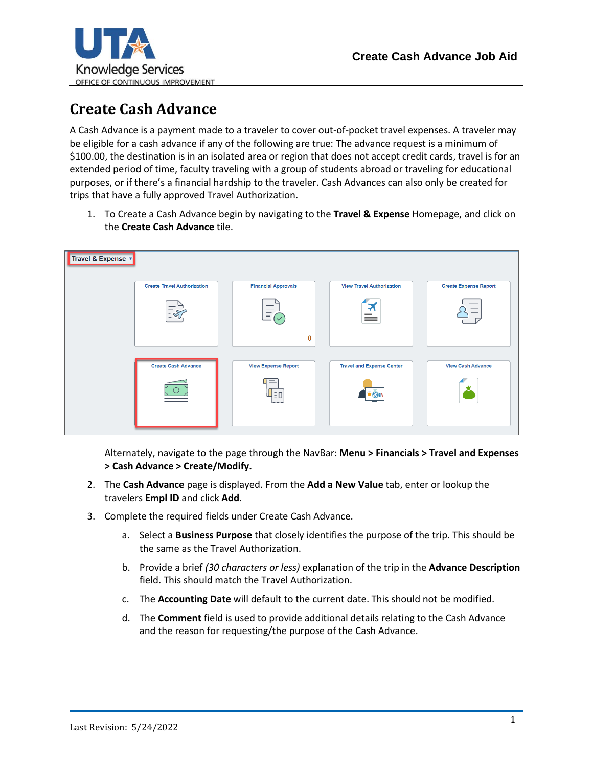# Create Cash Advance

A Cash Advance is a payment made to a traveler to cover out-of-pocket travel expenses. A traveler may be eligible for a cash advance if any of the following are true: The advance request is a minimum of $100.00, the destination is in an isolated area or region that does not accept credit cards, travel is for an extended period of time, faculty traveling with a group of students abroad or traveling for educational purposes, or if there's a financial hardship to the traveler. Cash Advances can also only be created for trips that have a fully approved Travel Authorization.

1. To Create a Cash Advance begin by navigating to the **Travel & Expense** Homepage, and click on the **Create Cash Advance** tile.

   Alternately, navigate to the page through the NavBar: **Menu > Financials > Travel and Expenses > Cash Advance > Create/Modify.**

2. The **Cash Advance** page is displayed. From the **Add a New Value** tab, enter or lookup the travelers **Empl ID** and click **Add**.

3. Complete the required fields under Create Cash Advance.

   a. Select a **Business Purpose** that closely identifies the purpose of the trip. This should be the same as the Travel Authorization.

   b. Provide a brief *(30 characters or less)* explanation of the trip in the **Advance Description** field. This should match the Travel Authorization.

   c. The **Accounting Date** will default to the current date. This should not be modified.

   d. The **Comment** field is used to provide additional details relating to the Cash Advance and the reason for requesting/the purpose of the Cash Advance.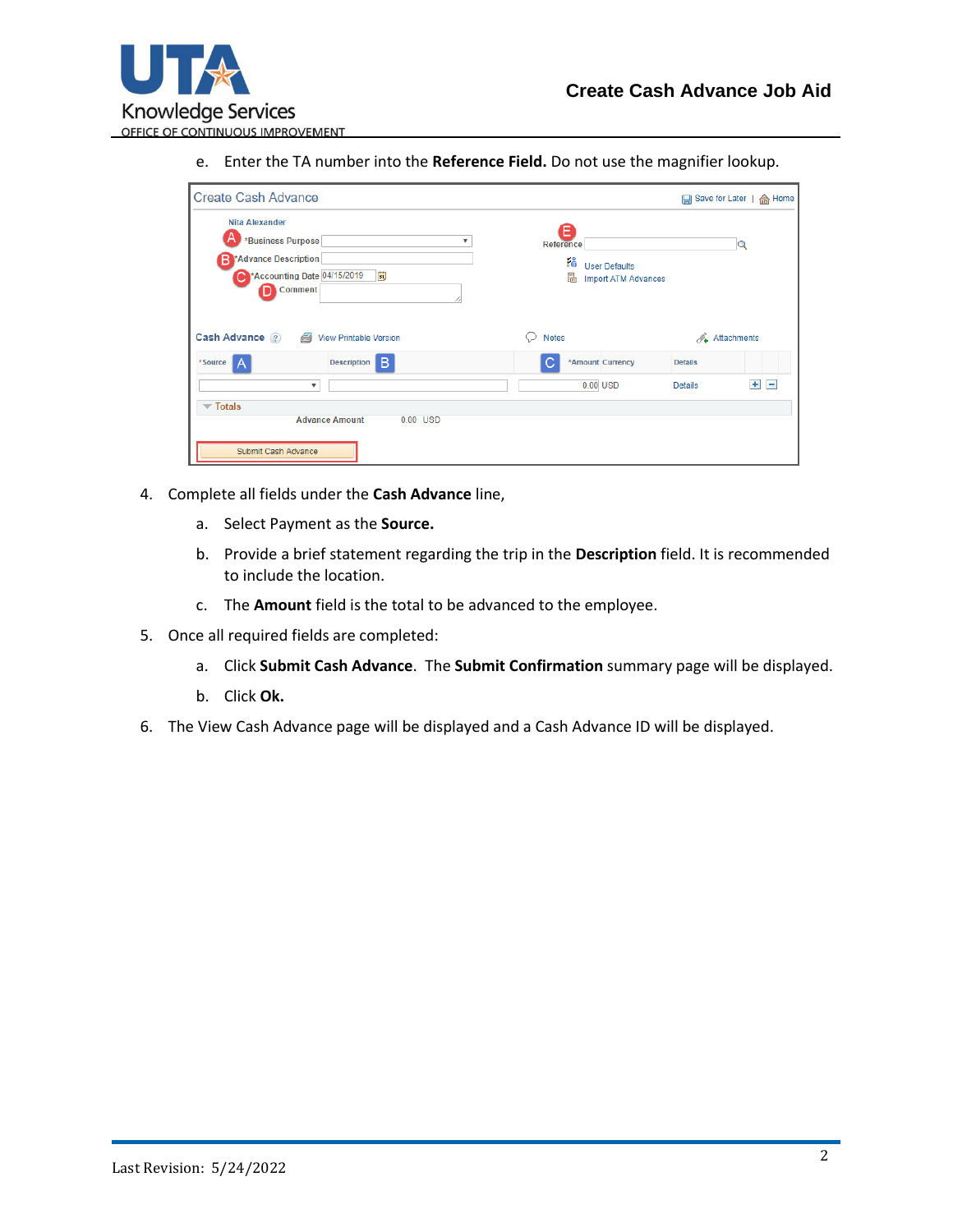e. Enter the TA number into the **Reference Field.** Do not use the magnifier lookup.

4. Complete all fields under the **Cash Advance** line,
   a. Select Payment as the **Source.**
   b. Provide a brief statement regarding the trip in the **Description** field. It is recommended to include the location.
   c. The **Amount** field is the total to be advanced to the employee.
5. Once all required fields are completed:
   a. Click **Submit Cash Advance**. The **Submit Confirmation** summary page will be displayed.
   b. Click **Ok.**
6. The View Cash Advance page will be displayed and a Cash Advance ID will be displayed.

Last Revision: 5/24/2022